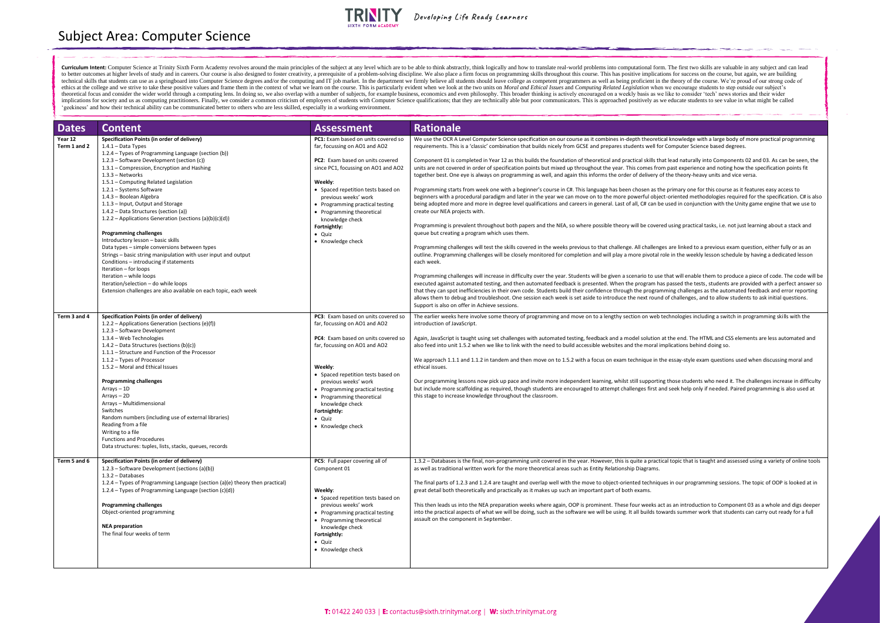# Subject Area: Computer Science

Developing Life Ready Learners

**Curriculum Intent:** Computer Science at Trinity Sixth Form Academy revolves around the main principles of the subject at any level which are to be able to think abstractly, think logically and how to translate real-world problems into computational form. The first two skills are valuable in any subject and can lead to better outcomes at higher levels of study and in careers. Our course is also designed to foster creativity, a prerequisite of a problem-solving discipline. We also place a firm focus on programming skills throughout this course. This has positive implications for success on the course, but again, we are building technical skills that students can use as a springboard into Computer Science degrees and/or the computing and IT job market. In the department we firmly believe all students should leave college as competent programmers as well as being proficient in the theory of the course. We're proud of our strong code of ethics at the college and we strive to take these positive values and frame them in the context of what we learn on the course. This is particularly evident when we look at the two units on *Moral and Ethical Issues* and *Computing Related Legislation* when we encourage students to step outside our subject's theoretical focus and consider the wider world through a computing lens. In doing so, we also overlap with a number of subjects, for example business, economics and even philosophy. This broader thinking is actively encouraged on a weekly basis as we like to consider 'tech' news stories and their wider implications for society and us as computing practitioners. Finally, we consider a common criticism of employers of students with Computer Science qualifications; that they are technically able but poor communicators. This is approached positively as we educate students to see value in what might be called 'geekiness' and how their technical ability can be communicated better to others who are less skilled, especially in a working environment.

| Dates | Content | Assessment | Rationale |
|---|---|---|---|
| **Year 12 Term 1 and 2** | **Specification Points (in order of delivery)**<br>1.4.1 – Data Types<br>1.2.4 – Types of Programming Language (section (b))<br>1.2.3 – Software Development (section (c))<br>1.3.1 – Compression, Encryption and Hashing<br>1.3.3 – Networks<br>1.5.1 – Computing Related Legislation<br>1.2.1 – Systems Software<br>1.4.3 – Boolean Algebra<br>1.1.3 – Input, Output and Storage<br>1.4.2 – Data Structures (section (a))<br>1.2.2 – Applications Generation (sections (a)(b)(c)(d))<br><br>**Programming challenges**<br>Introductory lesson – basic skills<br>Data types – simple conversions between types<br>Strings – basic string manipulation with user input and output<br>Conditions – introducing if statements<br>Iteration – for loops<br>Iteration – while loops<br>Iteration/selection – do while loops<br>Extension challenges are also available on each topic, each week | **PC1:** Exam based on units covered so far, focussing on AO1 and AO2<br><br>**PC2**: Exam based on units covered since PC1, focussing on AO1 and AO2<br><br>**Weekly**:<br>• Spaced repetition tests based on previous weeks' work<br>• Programming practical testing<br>• Programming theoretical knowledge check<br>**Fortnightly:**<br>• Quiz<br>• Knowledge check | We use the OCR A Level Computer Science specification on our course as it combines in-depth theoretical knowledge with a large body of more practical programming requirements. This is a 'classic' combination that builds nicely from GCSE and prepares students well for Computer Science based degrees.<br><br>Component 01 is completed in Year 12 as this builds the foundation of theoretical and practical skills that lead naturally into Components 02 and 03. As can be seen, the units are not covered in order of specification points but mixed up throughout the year. This comes from past experience and noting how the specification points fit together best. One eye is always on programming as well, and again this informs the order of delivery of the theory-heavy units and vice versa.<br><br>Programming starts from week one with a beginner's course in C#. This language has been chosen as the primary one for this course as it features easy access to beginners with a procedural paradigm and later in the year we can move on to the more powerful object-oriented methodologies required for the specification. C# is also being adopted more and more in degree level qualifications and careers in general. Last of all, C# can be used in conjunction with the Unity game engine that we use to create our NEA projects with.<br><br>Programming is prevalent throughout both papers and the NEA, so where possible theory will be covered using practical tasks, i.e. not just learning about a stack and queue but creating a program which uses them.<br><br>Programming challenges will test the skills covered in the weeks previous to that challenge. All challenges are linked to a previous exam question, either fully or as an outline. Programming challenges will be closely monitored for completion and will play a more pivotal role in the weekly lesson schedule by having a dedicated lesson each week.<br><br>Programming challenges will increase in difficulty over the year. Students will be given a scenario to use that will enable them to produce a piece of code. The code will be executed against automated testing, and then automated feedback is presented. When the program has passed the tests, students are provided with a perfect answer so that they can spot inefficiencies in their own code. Students build their confidence through the programming challenges as the automated feedback and error reporting allows them to debug and troubleshoot. One session each week is set aside to introduce the next round of challenges, and to allow students to ask initial questions. Support is also on offer in Achieve sessions. |
| **Term 3 and 4** | **Specification Points (in order of delivery)**<br>1.2.2 – Applications Generation (sections (e)(f))<br>1.2.3 – Software Development<br>1.3.4 – Web Technologies<br>1.4.2 – Data Structures (sections (b)(c))<br>1.1.1 – Structure and Function of the Processor<br>1.1.2 – Types of Processor<br>1.5.2 – Moral and Ethical Issues<br><br>**Programming challenges**<br>Arrays – 1D<br>Arrays – 2D<br>Arrays – Multidimensional<br>Switches<br>Random numbers (including use of external libraries)<br>Reading from a file<br>Writing to a file<br>Functions and Procedures<br>Data structures: tuples, lists, stacks, queues, records | **PC3**: Exam based on units covered so far, focussing on AO1 and AO2<br><br>**PC4**: Exam based on units covered so far, focussing on AO1 and AO2<br><br>**Weekly**:<br>• Spaced repetition tests based on previous weeks' work<br>• Programming practical testing<br>• Programming theoretical knowledge check<br>**Fortnightly:**<br>• Quiz<br>• Knowledge check | The earlier weeks here involve some theory of programming and move on to a lengthy section on web technologies including a switch in programming skills with the introduction of JavaScript.<br><br>Again, JavaScript is taught using set challenges with automated testing, feedback and a model solution at the end. The HTML and CSS elements are less automated and also feed into unit 1.5.2 when we like to link with the need to build accessible websites and the moral implications behind doing so.<br><br>We approach 1.1.1 and 1.1.2 in tandem and then move on to 1.5.2 with a focus on exam technique in the essay-style exam questions used when discussing moral and ethical issues.<br><br>Our programming lessons now pick up pace and invite more independent learning, whilst still supporting those students who need it. The challenges increase in difficulty but include more scaffolding as required, though students are encouraged to attempt challenges first and seek help only if needed. Paired programming is also used at this stage to increase knowledge throughout the classroom. |
| **Term 5 and 6** | **Specification Points (in order of delivery)**<br>1.2.3 – Software Development (sections (a)(b))<br>1.3.2 – Databases<br>1.2.4 – Types of Programming Language (section (a)(e) theory then practical)<br>1.2.4 – Types of Programming Language (section (c)(d))<br><br>**Programming challenges**<br>Object-oriented programming<br><br>**NEA preparation**<br>The final four weeks of term | **PC5**: Full paper covering all of Component 01<br><br>**Weekly**:<br>• Spaced repetition tests based on previous weeks' work<br>• Programming practical testing<br>• Programming theoretical knowledge check<br>**Fortnightly:**<br>• Quiz<br>• Knowledge check | 1.3.2 – Databases is the final, non-programming unit covered in the year. However, this is quite a practical topic that is taught and assessed using a variety of online tools as well as traditional written work for the more theoretical areas such as Entity Relationship Diagrams.<br><br>The final parts of 1.2.3 and 1.2.4 are taught and overlap well with the move to object-oriented techniques in our programming sessions. The topic of OOP is looked at in great detail both theoretically and practically as it makes up such an important part of both exams.<br><br>This then leads us into the NEA preparation weeks where again, OOP is prominent. These four weeks act as an introduction to Component 03 as a whole and digs deeper into the practical aspects of what we will be doing, such as the software we will be using. It all builds towards summer work that students can carry out ready for a full assault on the component in September. |

**T:** 01422 240 033 | **E:** contactus@sixth.trinitymat.org | **W:** sixth.trinitymat.org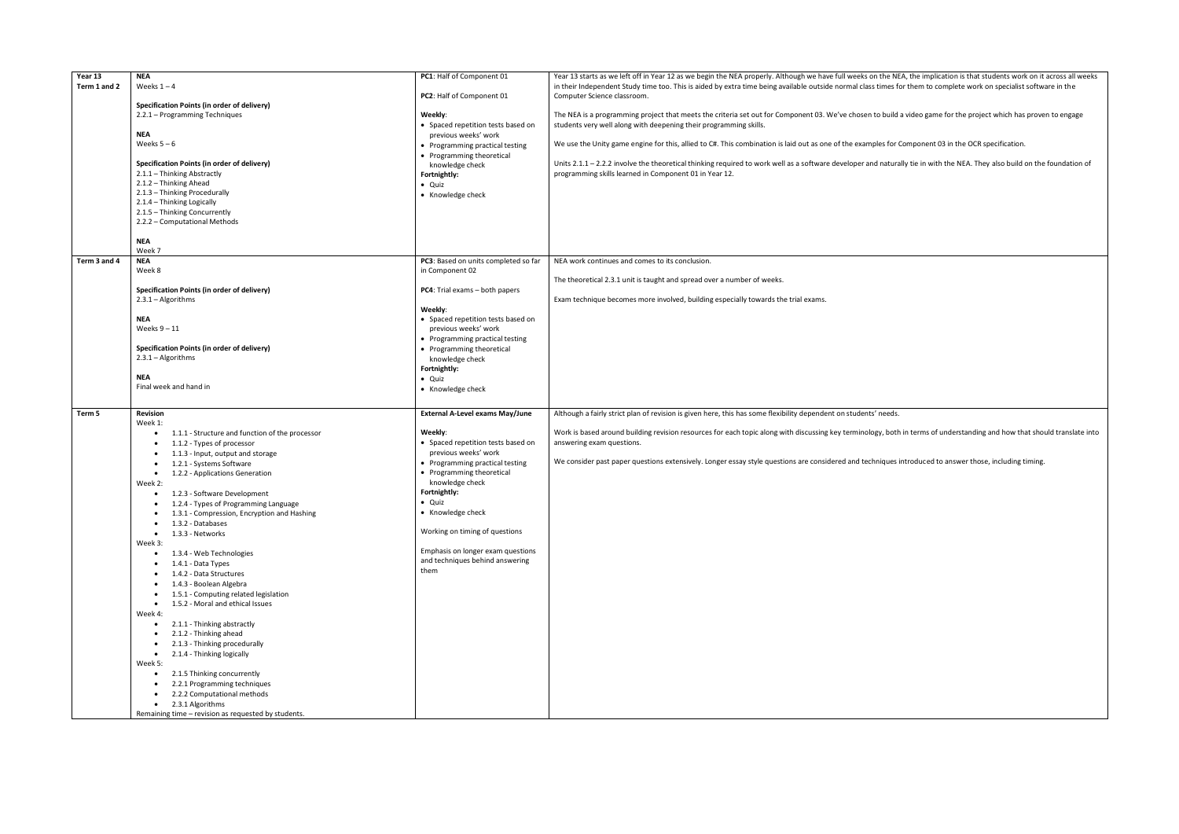| | | | |
|---|---|---|---|
| **Year 13**<br>**Term 1 and 2** | **NEA**<br>Weeks 1 – 4<br><br>**Specification Points (in order of delivery)**<br>2.2.1 – Programming Techniques<br><br>**NEA**<br>Weeks 5 – 6<br><br>**Specification Points (in order of delivery)**<br>2.1.1 – Thinking Abstractly<br>2.1.2 – Thinking Ahead<br>2.1.3 – Thinking Procedurally<br>2.1.4 – Thinking Logically<br>2.1.5 – Thinking Concurrently<br>2.2.2 – Computational Methods<br><br>**NEA**<br>Week 7 | **PC1**: Half of Component 01<br><br>**PC2**: Half of Component 01<br><br>**Weekly**:<br>• Spaced repetition tests based on previous weeks' work<br>• Programming practical testing<br>• Programming theoretical knowledge check<br>**Fortnightly:**<br>• Quiz<br>• Knowledge check | Year 13 starts as we left off in Year 12 as we begin the NEA properly. Although we have full weeks on the NEA, the implication is that students work on it across all weeks in their Independent Study time too. This is aided by extra time being available outside normal class times for them to complete work on specialist software in the Computer Science classroom.<br><br>The NEA is a programming project that meets the criteria set out for Component 03. We've chosen to build a video game for the project which has proven to engage students very well along with deepening their programming skills.<br><br>We use the Unity game engine for this, allied to C#. This combination is laid out as one of the examples for Component 03 in the OCR specification.<br><br>Units 2.1.1 – 2.2.2 involve the theoretical thinking required to work well as a software developer and naturally tie in with the NEA. They also build on the foundation of programming skills learned in Component 01 in Year 12. |
| **Term 3 and 4** | **NEA**<br>Week 8<br><br>**Specification Points (in order of delivery)**<br>2.3.1 – Algorithms<br><br>**NEA**<br>Weeks 9 – 11<br><br>**Specification Points (in order of delivery)**<br>2.3.1 – Algorithms<br><br>**NEA**<br>Final week and hand in | **PC3**: Based on units completed so far in Component 02<br><br>**PC4**: Trial exams – both papers<br><br>**Weekly**:<br>• Spaced repetition tests based on previous weeks' work<br>• Programming practical testing<br>• Programming theoretical knowledge check<br>**Fortnightly:**<br>• Quiz<br>• Knowledge check | NEA work continues and comes to its conclusion.<br><br>The theoretical 2.3.1 unit is taught and spread over a number of weeks.<br><br>Exam technique becomes more involved, building especially towards the trial exams. |
| **Term 5** | **Revision**<br>Week 1:<br>• 1.1.1 - Structure and function of the processor<br>• 1.1.2 - Types of processor<br>• 1.1.3 - Input, output and storage<br>• 1.2.1 - Systems Software<br>• 1.2.2 - Applications Generation<br>Week 2:<br>• 1.2.3 - Software Development<br>• 1.2.4 - Types of Programming Language<br>• 1.3.1 - Compression, Encryption and Hashing<br>• 1.3.2 - Databases<br>• 1.3.3 - Networks<br>Week 3:<br>• 1.3.4 - Web Technologies<br>• 1.4.1 - Data Types<br>• 1.4.2 - Data Structures<br>• 1.4.3 - Boolean Algebra<br>• 1.5.1 - Computing related legislation<br>• 1.5.2 - Moral and ethical Issues<br>Week 4:<br>• 2.1.1 - Thinking abstractly<br>• 2.1.2 - Thinking ahead<br>• 2.1.3 - Thinking procedurally<br>• 2.1.4 - Thinking logically<br>Week 5:<br>• 2.1.5 Thinking concurrently<br>• 2.2.1 Programming techniques<br>• 2.2.2 Computational methods<br>• 2.3.1 Algorithms<br>Remaining time – revision as requested by students. | **External A-Level exams May/June**<br><br>**Weekly**:<br>• Spaced repetition tests based on previous weeks' work<br>• Programming practical testing<br>• Programming theoretical knowledge check<br>**Fortnightly:**<br>• Quiz<br>• Knowledge check<br><br>Working on timing of questions<br><br>Emphasis on longer exam questions and techniques behind answering them | Although a fairly strict plan of revision is given here, this has some flexibility dependent on students' needs.<br><br>Work is based around building revision resources for each topic along with discussing key terminology, both in terms of understanding and how that should translate into answering exam questions.<br><br>We consider past paper questions extensively. Longer essay style questions are considered and techniques introduced to answer those, including timing. |